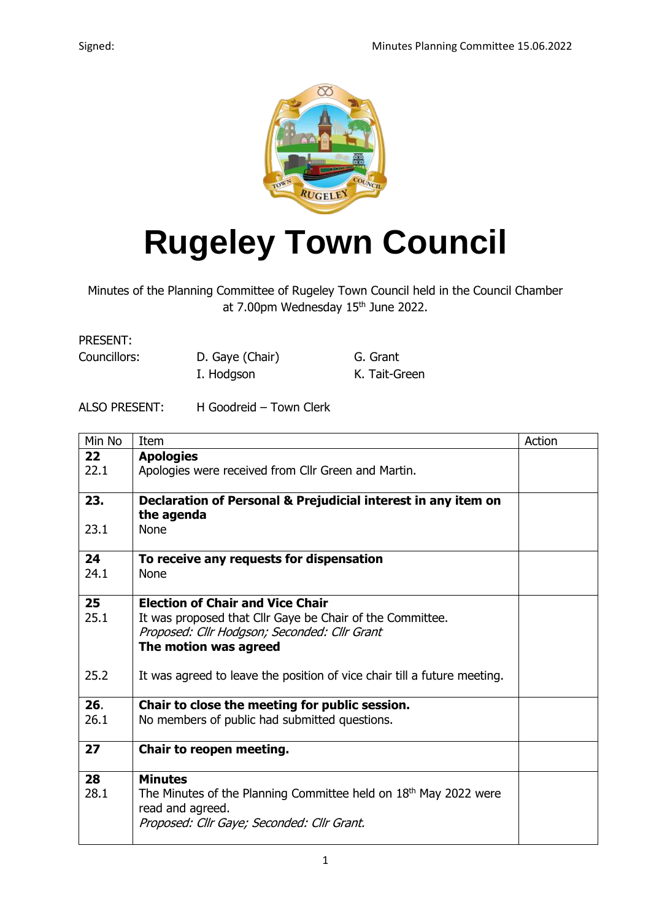# Rugeley Town Council

Minutes of the Planning Committee of Rugeley Town Council held in the Council Chamber at 7.00pm Wednesday 15th June 2022.

PRESENT:

| Councillors: | D. Gaye (Chair) | G. Grant |
|---|---|---|
| | I. Hodgson | K. Tait-Green |

ALSO PRESENT: H Goodreid – Town Clerk

| Min No | Item | Action |
|---|---|---|
| **22**<br>22.1 | **Apologies**<br>Apologies were received from Cllr Green and Martin. | |
| **23.**<br><br>23.1 | **Declaration of Personal & Prejudicial interest in any item on the agenda**<br>None | |
| **24**<br>24.1 | **To receive any requests for dispensation**<br>None | |
| **25**<br>25.1<br><br><br><br>25.2 | **Election of Chair and Vice Chair**<br>It was proposed that Cllr Gaye be Chair of the Committee.<br>*Proposed: Cllr Hodgson; Seconded: Cllr Grant*<br>**The motion was agreed**<br><br>It was agreed to leave the position of vice chair till a future meeting. | |
| **26.**<br>26.1 | **Chair to close the meeting for public session.**<br>No members of public had submitted questions. | |
| **27** | **Chair to reopen meeting.** | |
| **28**<br>28.1 | **Minutes**<br>The Minutes of the Planning Committee held on 18th May 2022 were read and agreed.<br>*Proposed: Cllr Gaye; Seconded: Cllr Grant.* | |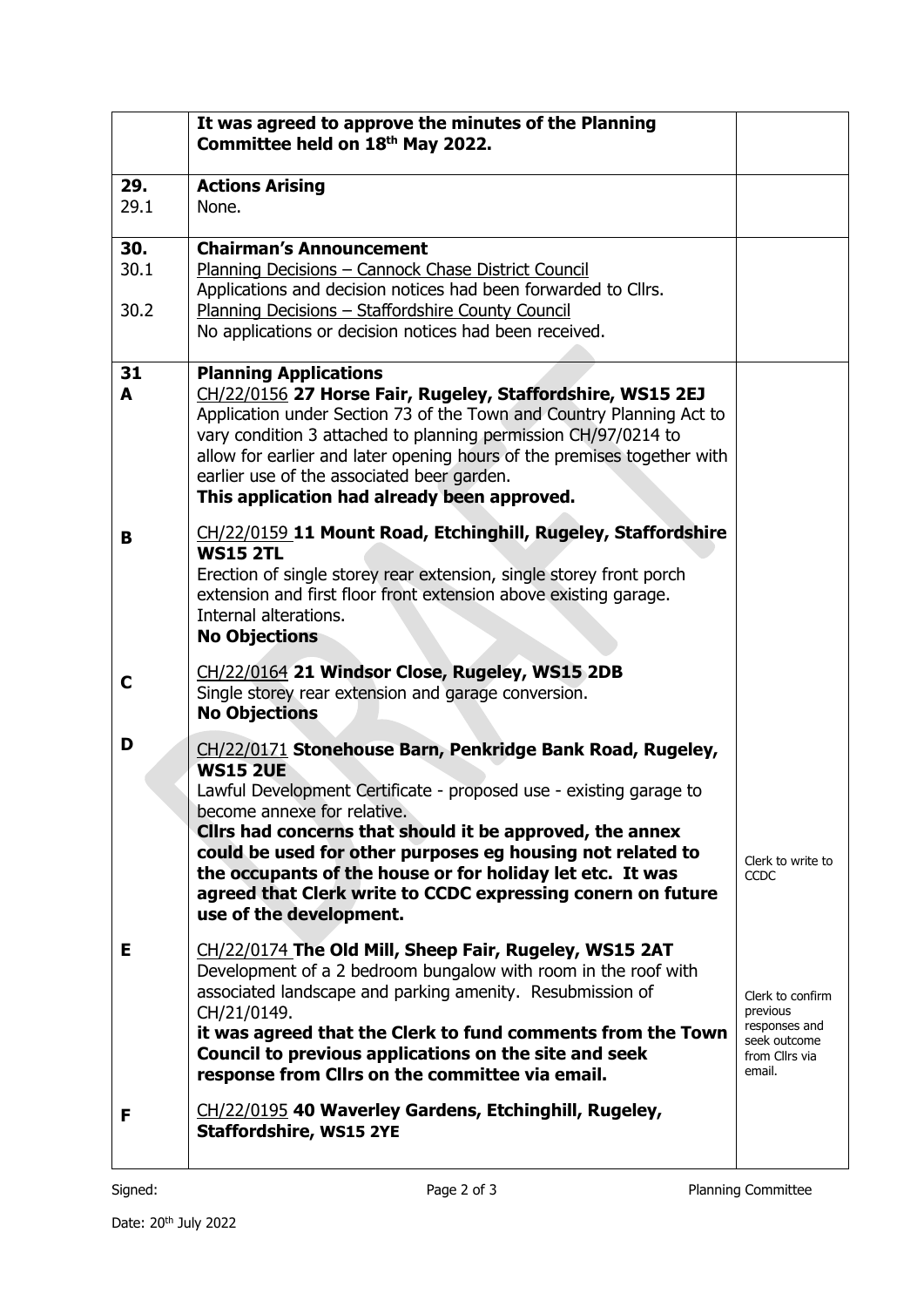| | | |
|---|---|---|
| | **It was agreed to approve the minutes of the Planning Committee held on 18th May 2022.** | |
| **29.**<br>29.1 | **Actions Arising**<br>None. | |
| **30.**<br>30.1<br><br>30.2 | **Chairman's Announcement**<br>Planning Decisions – Cannock Chase District Council<br>Applications and decision notices had been forwarded to Cllrs.<br>Planning Decisions – Staffordshire County Council<br>No applications or decision notices had been received. | |
| **31**<br>**A** | **Planning Applications**<br>CH/22/0156 **27 Horse Fair, Rugeley, Staffordshire, WS15 2EJ**<br>Application under Section 73 of the Town and Country Planning Act to vary condition 3 attached to planning permission CH/97/0214 to allow for earlier and later opening hours of the premises together with earlier use of the associated beer garden.<br>**This application had already been approved.** | |
| **B** | CH/22/0159 **11 Mount Road, Etchinghill, Rugeley, Staffordshire WS15 2TL**<br>Erection of single storey rear extension, single storey front porch extension and first floor front extension above existing garage. Internal alterations.<br>**No Objections** | |
| **C** | CH/22/0164 **21 Windsor Close, Rugeley, WS15 2DB**<br>Single storey rear extension and garage conversion.<br>**No Objections** | |
| **D** | CH/22/0171 **Stonehouse Barn, Penkridge Bank Road, Rugeley, WS15 2UE**<br>Lawful Development Certificate - proposed use - existing garage to become annexe for relative.<br>**Cllrs had concerns that should it be approved, the annex could be used for other purposes eg housing not related to the occupants of the house or for holiday let etc. It was agreed that Clerk write to CCDC expressing conern on future use of the development.** | Clerk to write to CCDC |
| **E** | CH/22/0174 **The Old Mill, Sheep Fair, Rugeley, WS15 2AT**<br>Development of a 2 bedroom bungalow with room in the roof with associated landscape and parking amenity. Resubmission of CH/21/0149.<br>**it was agreed that the Clerk to fund comments from the Town Council to previous applications on the site and seek response from Cllrs on the committee via email.** | Clerk to confirm previous responses and seek outcome from Cllrs via email. |
| **F** | CH/22/0195 **40 Waverley Gardens, Etchinghill, Rugeley, Staffordshire, WS15 2YE** | |

Signed: Planning Committee

Date: 20th July 2022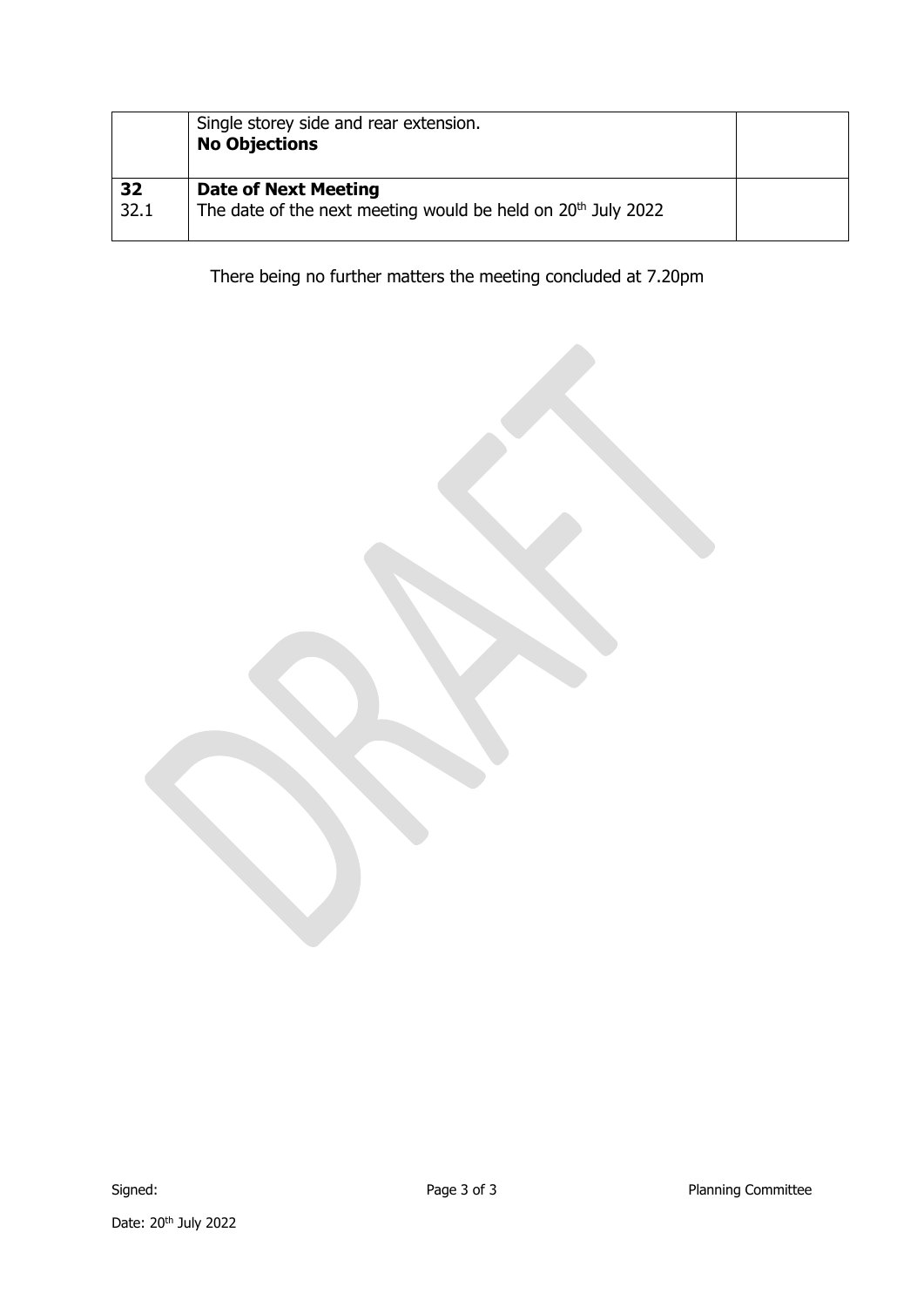| | | |
|---|---|---|
| | Single storey side and rear extension.<br>**No Objections** | |
| **32**<br>32.1 | **Date of Next Meeting**<br>The date of the next meeting would be held on 20th July 2022 | |

There being no further matters the meeting concluded at 7.20pm

Signed:

Date: 20th July 2022